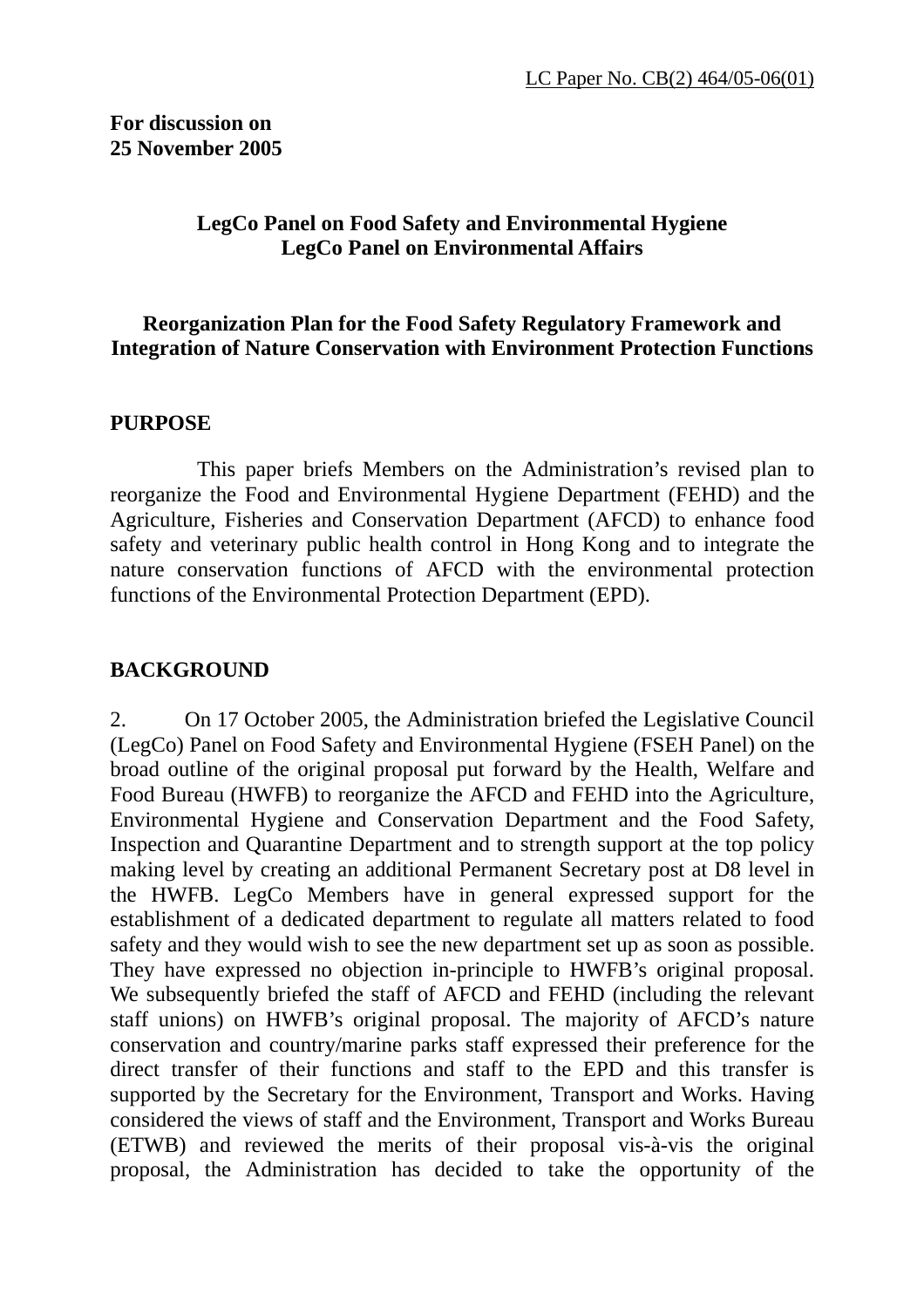LC Paper No. CB(2) 464/05-06(01)

**For discussion on**
**25 November 2005**

**LegCo Panel on Food Safety and Environmental Hygiene**
**LegCo Panel on Environmental Affairs**

**Reorganization Plan for the Food Safety Regulatory Framework and Integration of Nature Conservation with Environment Protection Functions**

## PURPOSE

This paper briefs Members on the Administration's revised plan to reorganize the Food and Environmental Hygiene Department (FEHD) and the Agriculture, Fisheries and Conservation Department (AFCD) to enhance food safety and veterinary public health control in Hong Kong and to integrate the nature conservation functions of AFCD with the environmental protection functions of the Environmental Protection Department (EPD).

## BACKGROUND

2. On 17 October 2005, the Administration briefed the Legislative Council (LegCo) Panel on Food Safety and Environmental Hygiene (FSEH Panel) on the broad outline of the original proposal put forward by the Health, Welfare and Food Bureau (HWFB) to reorganize the AFCD and FEHD into the Agriculture, Environmental Hygiene and Conservation Department and the Food Safety, Inspection and Quarantine Department and to strength support at the top policy making level by creating an additional Permanent Secretary post at D8 level in the HWFB. LegCo Members have in general expressed support for the establishment of a dedicated department to regulate all matters related to food safety and they would wish to see the new department set up as soon as possible. They have expressed no objection in-principle to HWFB's original proposal. We subsequently briefed the staff of AFCD and FEHD (including the relevant staff unions) on HWFB's original proposal. The majority of AFCD's nature conservation and country/marine parks staff expressed their preference for the direct transfer of their functions and staff to the EPD and this transfer is supported by the Secretary for the Environment, Transport and Works. Having considered the views of staff and the Environment, Transport and Works Bureau (ETWB) and reviewed the merits of their proposal vis-à-vis the original proposal, the Administration has decided to take the opportunity of the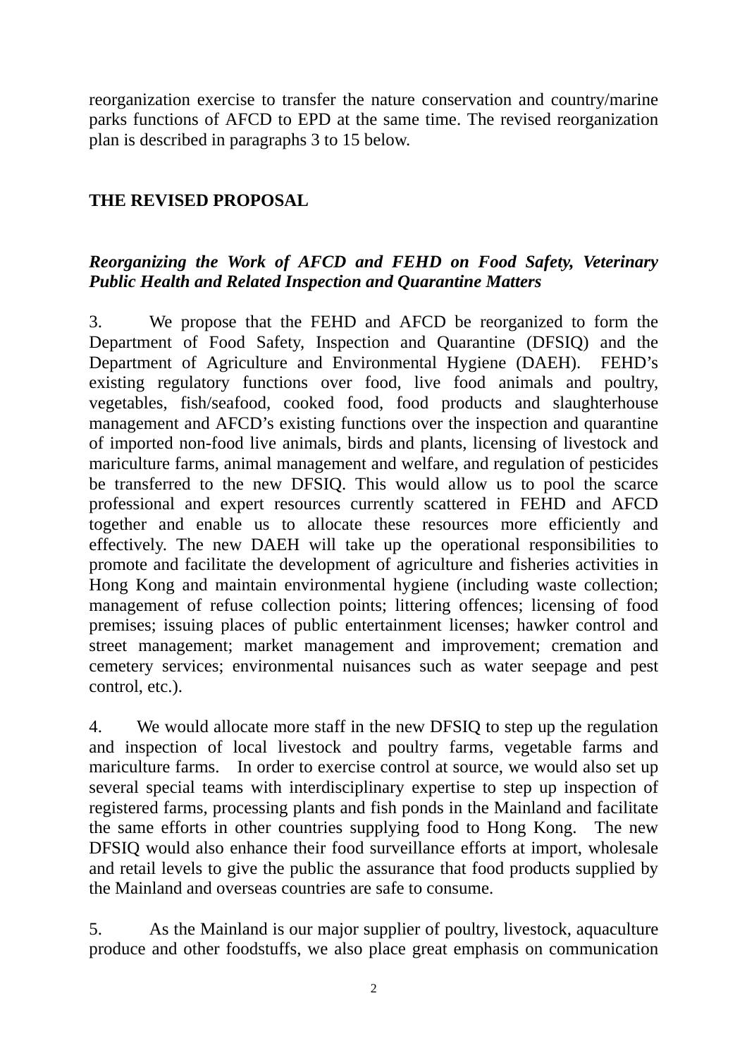reorganization exercise to transfer the nature conservation and country/marine parks functions of AFCD to EPD at the same time. The revised reorganization plan is described in paragraphs 3 to 15 below.

## THE REVISED PROPOSAL

### *Reorganizing the Work of AFCD and FEHD on Food Safety, Veterinary Public Health and Related Inspection and Quarantine Matters*

3. We propose that the FEHD and AFCD be reorganized to form the Department of Food Safety, Inspection and Quarantine (DFSIQ) and the Department of Agriculture and Environmental Hygiene (DAEH). FEHD's existing regulatory functions over food, live food animals and poultry, vegetables, fish/seafood, cooked food, food products and slaughterhouse management and AFCD's existing functions over the inspection and quarantine of imported non-food live animals, birds and plants, licensing of livestock and mariculture farms, animal management and welfare, and regulation of pesticides be transferred to the new DFSIQ. This would allow us to pool the scarce professional and expert resources currently scattered in FEHD and AFCD together and enable us to allocate these resources more efficiently and effectively. The new DAEH will take up the operational responsibilities to promote and facilitate the development of agriculture and fisheries activities in Hong Kong and maintain environmental hygiene (including waste collection; management of refuse collection points; littering offences; licensing of food premises; issuing places of public entertainment licenses; hawker control and street management; market management and improvement; cremation and cemetery services; environmental nuisances such as water seepage and pest control, etc.).

4. We would allocate more staff in the new DFSIQ to step up the regulation and inspection of local livestock and poultry farms, vegetable farms and mariculture farms. In order to exercise control at source, we would also set up several special teams with interdisciplinary expertise to step up inspection of registered farms, processing plants and fish ponds in the Mainland and facilitate the same efforts in other countries supplying food to Hong Kong. The new DFSIQ would also enhance their food surveillance efforts at import, wholesale and retail levels to give the public the assurance that food products supplied by the Mainland and overseas countries are safe to consume.

5. As the Mainland is our major supplier of poultry, livestock, aquaculture produce and other foodstuffs, we also place great emphasis on communication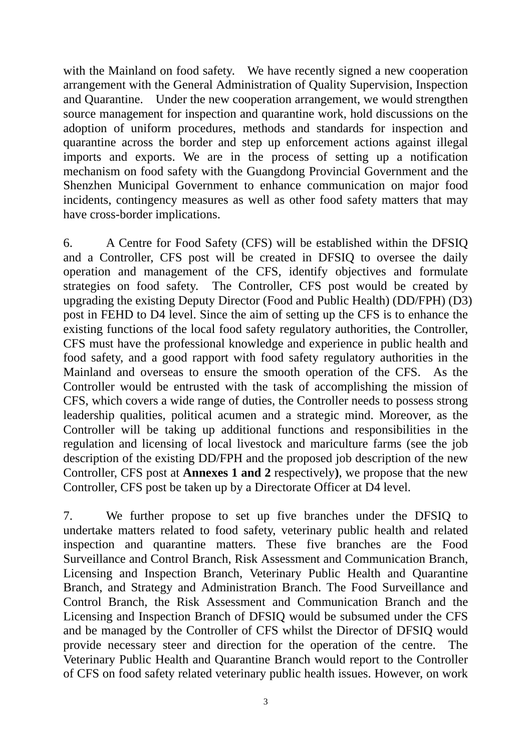with the Mainland on food safety. We have recently signed a new cooperation arrangement with the General Administration of Quality Supervision, Inspection and Quarantine. Under the new cooperation arrangement, we would strengthen source management for inspection and quarantine work, hold discussions on the adoption of uniform procedures, methods and standards for inspection and quarantine across the border and step up enforcement actions against illegal imports and exports. We are in the process of setting up a notification mechanism on food safety with the Guangdong Provincial Government and the Shenzhen Municipal Government to enhance communication on major food incidents, contingency measures as well as other food safety matters that may have cross-border implications.

6. A Centre for Food Safety (CFS) will be established within the DFSIQ and a Controller, CFS post will be created in DFSIQ to oversee the daily operation and management of the CFS, identify objectives and formulate strategies on food safety. The Controller, CFS post would be created by upgrading the existing Deputy Director (Food and Public Health) (DD/FPH) (D3) post in FEHD to D4 level. Since the aim of setting up the CFS is to enhance the existing functions of the local food safety regulatory authorities, the Controller, CFS must have the professional knowledge and experience in public health and food safety, and a good rapport with food safety regulatory authorities in the Mainland and overseas to ensure the smooth operation of the CFS. As the Controller would be entrusted with the task of accomplishing the mission of CFS, which covers a wide range of duties, the Controller needs to possess strong leadership qualities, political acumen and a strategic mind. Moreover, as the Controller will be taking up additional functions and responsibilities in the regulation and licensing of local livestock and mariculture farms (see the job description of the existing DD/FPH and the proposed job description of the new Controller, CFS post at **Annexes 1 and 2** respectively**)**, we propose that the new Controller, CFS post be taken up by a Directorate Officer at D4 level.

7. We further propose to set up five branches under the DFSIQ to undertake matters related to food safety, veterinary public health and related inspection and quarantine matters. These five branches are the Food Surveillance and Control Branch, Risk Assessment and Communication Branch, Licensing and Inspection Branch, Veterinary Public Health and Quarantine Branch, and Strategy and Administration Branch. The Food Surveillance and Control Branch, the Risk Assessment and Communication Branch and the Licensing and Inspection Branch of DFSIQ would be subsumed under the CFS and be managed by the Controller of CFS whilst the Director of DFSIQ would provide necessary steer and direction for the operation of the centre. The Veterinary Public Health and Quarantine Branch would report to the Controller of CFS on food safety related veterinary public health issues. However, on work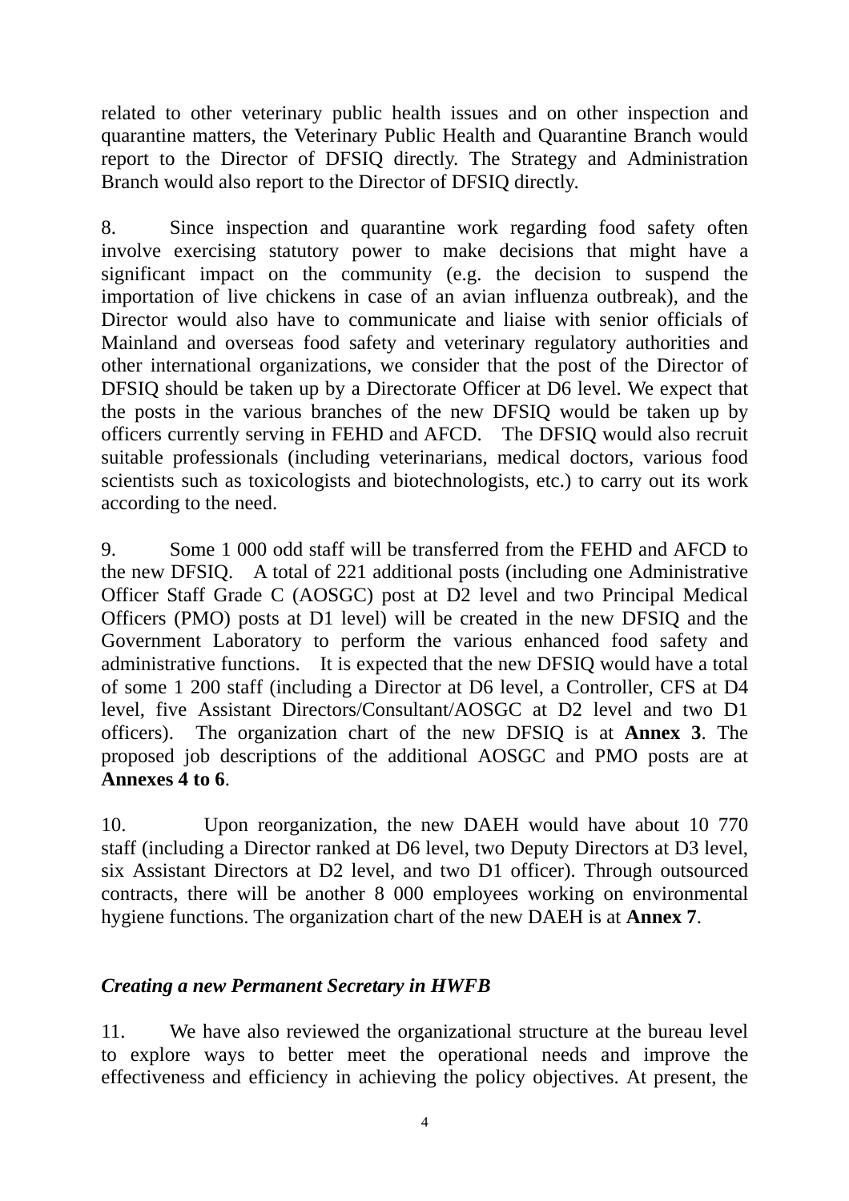related to other veterinary public health issues and on other inspection and quarantine matters, the Veterinary Public Health and Quarantine Branch would report to the Director of DFSIQ directly. The Strategy and Administration Branch would also report to the Director of DFSIQ directly.

8. Since inspection and quarantine work regarding food safety often involve exercising statutory power to make decisions that might have a significant impact on the community (e.g. the decision to suspend the importation of live chickens in case of an avian influenza outbreak), and the Director would also have to communicate and liaise with senior officials of Mainland and overseas food safety and veterinary regulatory authorities and other international organizations, we consider that the post of the Director of DFSIQ should be taken up by a Directorate Officer at D6 level. We expect that the posts in the various branches of the new DFSIQ would be taken up by officers currently serving in FEHD and AFCD. The DFSIQ would also recruit suitable professionals (including veterinarians, medical doctors, various food scientists such as toxicologists and biotechnologists, etc.) to carry out its work according to the need.

9. Some 1 000 odd staff will be transferred from the FEHD and AFCD to the new DFSIQ. A total of 221 additional posts (including one Administrative Officer Staff Grade C (AOSGC) post at D2 level and two Principal Medical Officers (PMO) posts at D1 level) will be created in the new DFSIQ and the Government Laboratory to perform the various enhanced food safety and administrative functions. It is expected that the new DFSIQ would have a total of some 1 200 staff (including a Director at D6 level, a Controller, CFS at D4 level, five Assistant Directors/Consultant/AOSGC at D2 level and two D1 officers). The organization chart of the new DFSIQ is at **Annex 3**. The proposed job descriptions of the additional AOSGC and PMO posts are at **Annexes 4 to 6**.

10. Upon reorganization, the new DAEH would have about 10 770 staff (including a Director ranked at D6 level, two Deputy Directors at D3 level, six Assistant Directors at D2 level, and two D1 officer). Through outsourced contracts, there will be another 8 000 employees working on environmental hygiene functions. The organization chart of the new DAEH is at **Annex 7**.

***Creating a new Permanent Secretary in HWFB***

11. We have also reviewed the organizational structure at the bureau level to explore ways to better meet the operational needs and improve the effectiveness and efficiency in achieving the policy objectives. At present, the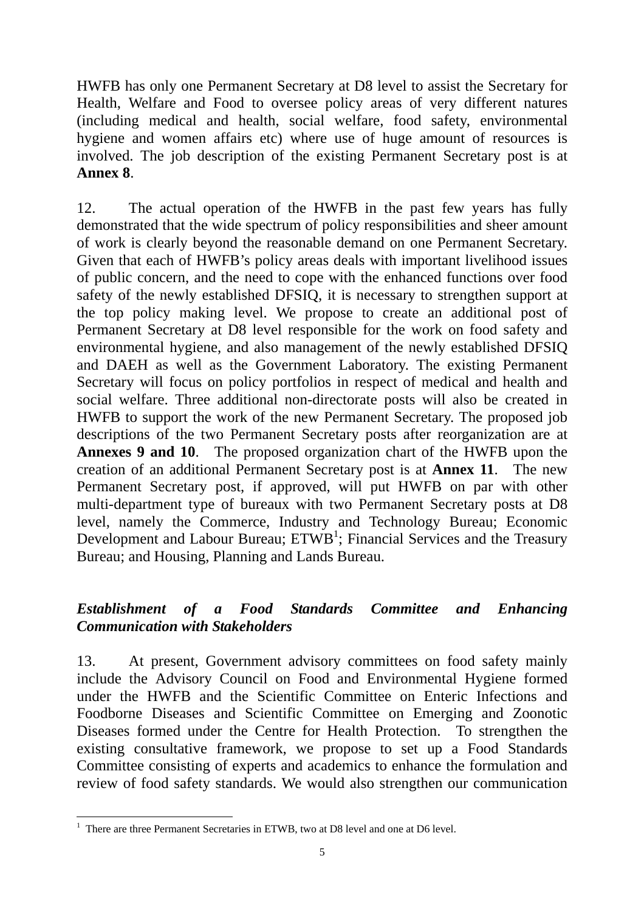HWFB has only one Permanent Secretary at D8 level to assist the Secretary for Health, Welfare and Food to oversee policy areas of very different natures (including medical and health, social welfare, food safety, environmental hygiene and women affairs etc) where use of huge amount of resources is involved. The job description of the existing Permanent Secretary post is at **Annex 8**.

12. The actual operation of the HWFB in the past few years has fully demonstrated that the wide spectrum of policy responsibilities and sheer amount of work is clearly beyond the reasonable demand on one Permanent Secretary. Given that each of HWFB's policy areas deals with important livelihood issues of public concern, and the need to cope with the enhanced functions over food safety of the newly established DFSIQ, it is necessary to strengthen support at the top policy making level. We propose to create an additional post of Permanent Secretary at D8 level responsible for the work on food safety and environmental hygiene, and also management of the newly established DFSIQ and DAEH as well as the Government Laboratory. The existing Permanent Secretary will focus on policy portfolios in respect of medical and health and social welfare. Three additional non-directorate posts will also be created in HWFB to support the work of the new Permanent Secretary. The proposed job descriptions of the two Permanent Secretary posts after reorganization are at **Annexes 9 and 10**. The proposed organization chart of the HWFB upon the creation of an additional Permanent Secretary post is at **Annex 11**. The new Permanent Secretary post, if approved, will put HWFB on par with other multi-department type of bureaux with two Permanent Secretary posts at D8 level, namely the Commerce, Industry and Technology Bureau; Economic Development and Labour Bureau; ETWB[1]; Financial Services and the Treasury Bureau; and Housing, Planning and Lands Bureau.

### ***Establishment of a Food Standards Committee and Enhancing Communication with Stakeholders***

13. At present, Government advisory committees on food safety mainly include the Advisory Council on Food and Environmental Hygiene formed under the HWFB and the Scientific Committee on Enteric Infections and Foodborne Diseases and Scientific Committee on Emerging and Zoonotic Diseases formed under the Centre for Health Protection. To strengthen the existing consultative framework, we propose to set up a Food Standards Committee consisting of experts and academics to enhance the formulation and review of food safety standards. We would also strengthen our communication

---

[1] There are three Permanent Secretaries in ETWB, two at D8 level and one at D6 level.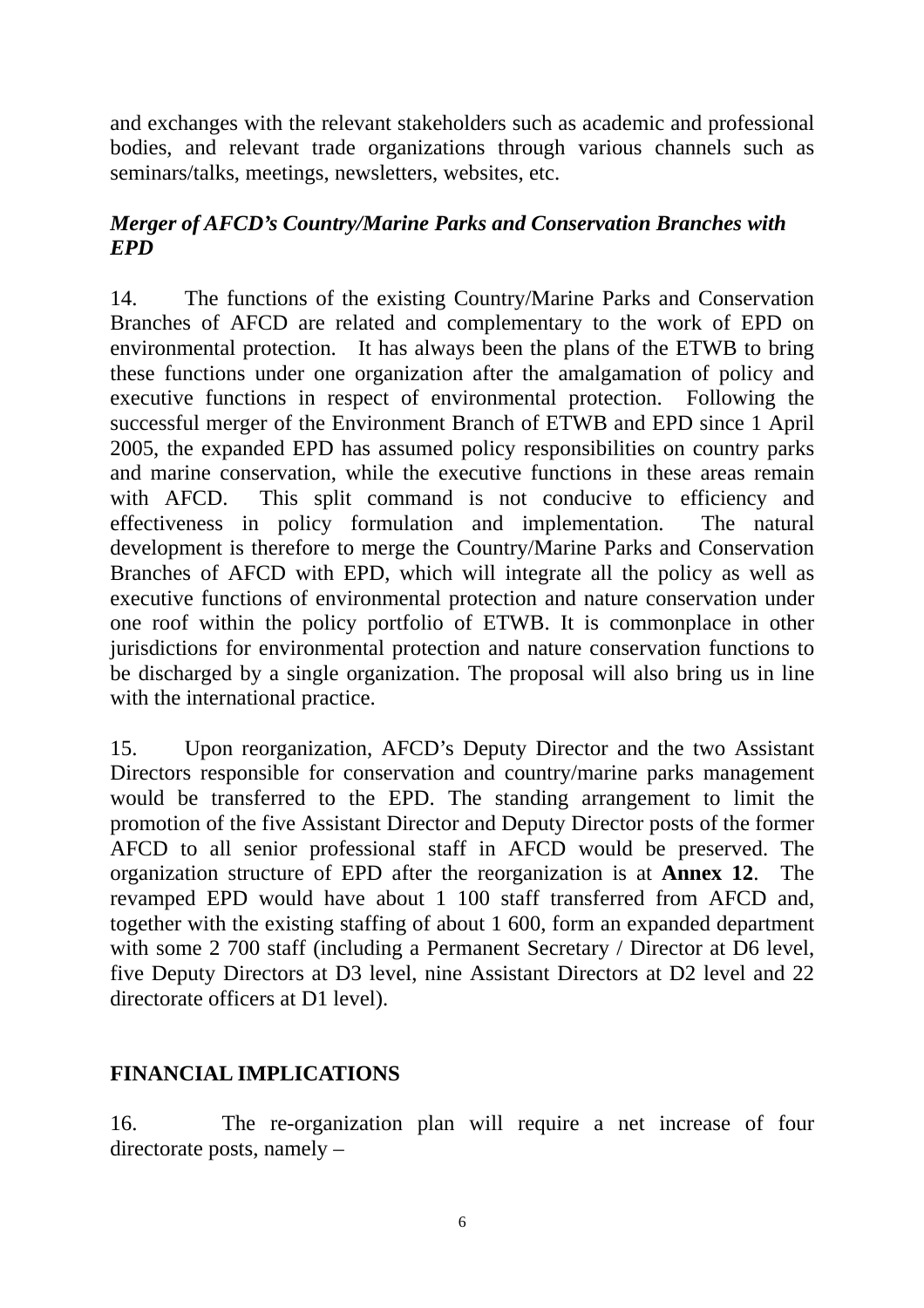and exchanges with the relevant stakeholders such as academic and professional bodies, and relevant trade organizations through various channels such as seminars/talks, meetings, newsletters, websites, etc.

***Merger of AFCD's Country/Marine Parks and Conservation Branches with EPD***

14. The functions of the existing Country/Marine Parks and Conservation Branches of AFCD are related and complementary to the work of EPD on environmental protection. It has always been the plans of the ETWB to bring these functions under one organization after the amalgamation of policy and executive functions in respect of environmental protection. Following the successful merger of the Environment Branch of ETWB and EPD since 1 April 2005, the expanded EPD has assumed policy responsibilities on country parks and marine conservation, while the executive functions in these areas remain with AFCD. This split command is not conducive to efficiency and effectiveness in policy formulation and implementation. The natural development is therefore to merge the Country/Marine Parks and Conservation Branches of AFCD with EPD, which will integrate all the policy as well as executive functions of environmental protection and nature conservation under one roof within the policy portfolio of ETWB. It is commonplace in other jurisdictions for environmental protection and nature conservation functions to be discharged by a single organization. The proposal will also bring us in line with the international practice.

15. Upon reorganization, AFCD's Deputy Director and the two Assistant Directors responsible for conservation and country/marine parks management would be transferred to the EPD. The standing arrangement to limit the promotion of the five Assistant Director and Deputy Director posts of the former AFCD to all senior professional staff in AFCD would be preserved. The organization structure of EPD after the reorganization is at **Annex 12**. The revamped EPD would have about 1 100 staff transferred from AFCD and, together with the existing staffing of about 1 600, form an expanded department with some 2 700 staff (including a Permanent Secretary / Director at D6 level, five Deputy Directors at D3 level, nine Assistant Directors at D2 level and 22 directorate officers at D1 level).

## FINANCIAL IMPLICATIONS

16. The re-organization plan will require a net increase of four directorate posts, namely –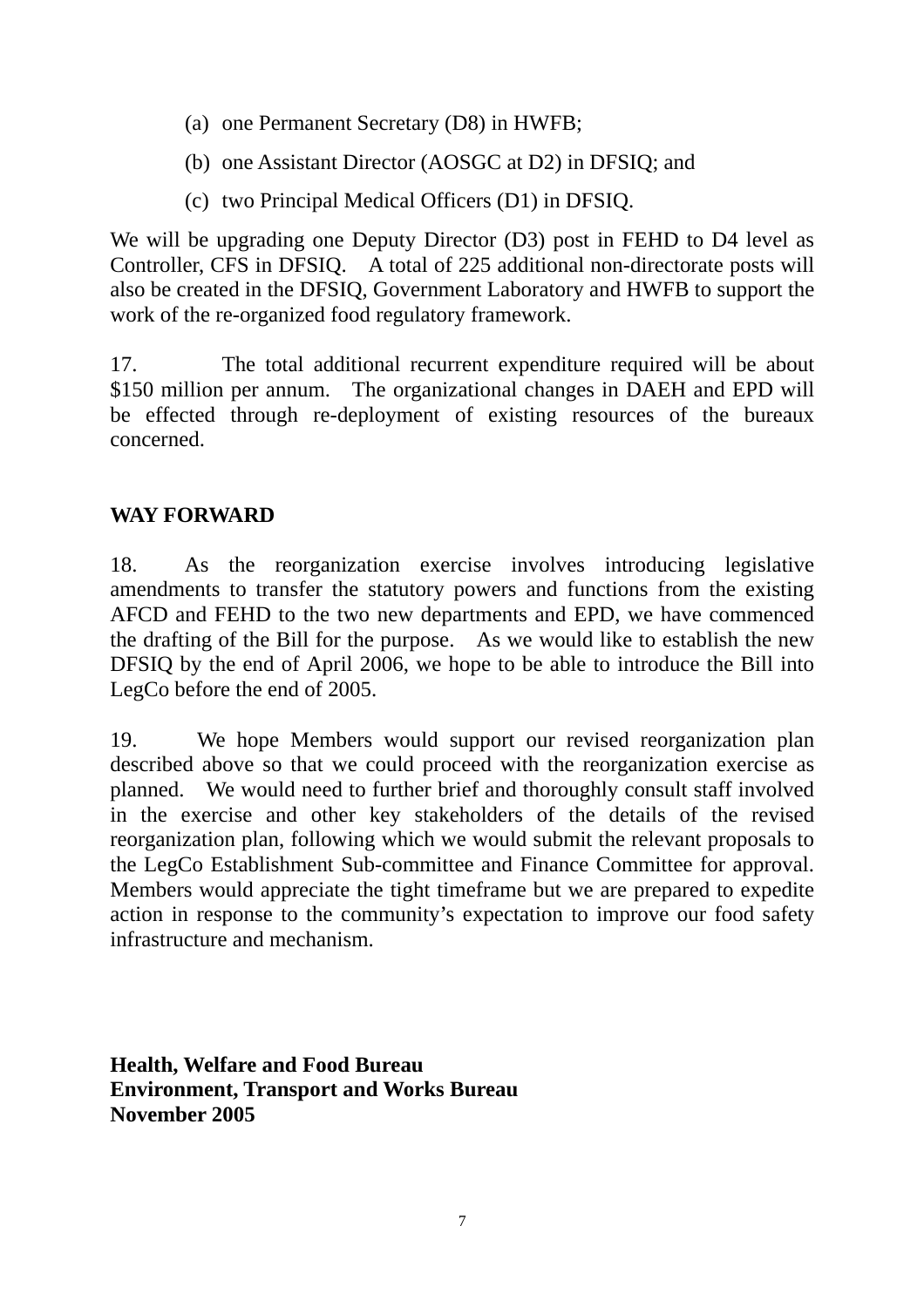(a) one Permanent Secretary (D8) in HWFB;

(b) one Assistant Director (AOSGC at D2) in DFSIQ; and

(c) two Principal Medical Officers (D1) in DFSIQ.

We will be upgrading one Deputy Director (D3) post in FEHD to D4 level as Controller, CFS in DFSIQ. A total of 225 additional non-directorate posts will also be created in the DFSIQ, Government Laboratory and HWFB to support the work of the re-organized food regulatory framework.

17. The total additional recurrent expenditure required will be about $150 million per annum. The organizational changes in DAEH and EPD will be effected through re-deployment of existing resources of the bureaux concerned.

## WAY FORWARD

18. As the reorganization exercise involves introducing legislative amendments to transfer the statutory powers and functions from the existing AFCD and FEHD to the two new departments and EPD, we have commenced the drafting of the Bill for the purpose. As we would like to establish the new DFSIQ by the end of April 2006, we hope to be able to introduce the Bill into LegCo before the end of 2005.

19. We hope Members would support our revised reorganization plan described above so that we could proceed with the reorganization exercise as planned. We would need to further brief and thoroughly consult staff involved in the exercise and other key stakeholders of the details of the revised reorganization plan, following which we would submit the relevant proposals to the LegCo Establishment Sub-committee and Finance Committee for approval. Members would appreciate the tight timeframe but we are prepared to expedite action in response to the community's expectation to improve our food safety infrastructure and mechanism.

**Health, Welfare and Food Bureau**
**Environment, Transport and Works Bureau**
**November 2005**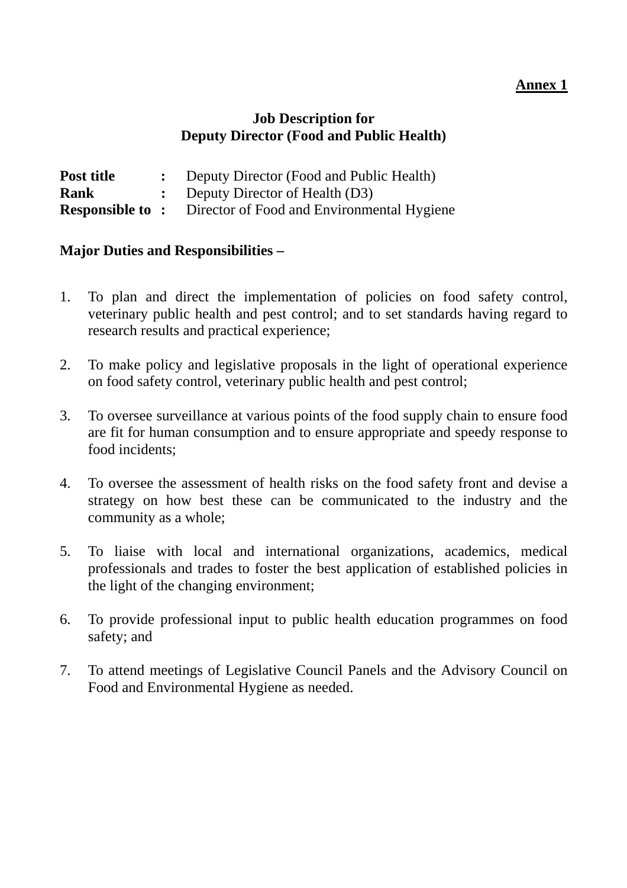**Annex 1**

## Job Description for
## Deputy Director (Food and Public Health)

**Post title** : Deputy Director (Food and Public Health)
**Rank** : Deputy Director of Health (D3)
**Responsible to** : Director of Food and Environmental Hygiene

**Major Duties and Responsibilities –**

1. To plan and direct the implementation of policies on food safety control, veterinary public health and pest control; and to set standards having regard to research results and practical experience;

2. To make policy and legislative proposals in the light of operational experience on food safety control, veterinary public health and pest control;

3. To oversee surveillance at various points of the food supply chain to ensure food are fit for human consumption and to ensure appropriate and speedy response to food incidents;

4. To oversee the assessment of health risks on the food safety front and devise a strategy on how best these can be communicated to the industry and the community as a whole;

5. To liaise with local and international organizations, academics, medical professionals and trades to foster the best application of established policies in the light of the changing environment;

6. To provide professional input to public health education programmes on food safety; and

7. To attend meetings of Legislative Council Panels and the Advisory Council on Food and Environmental Hygiene as needed.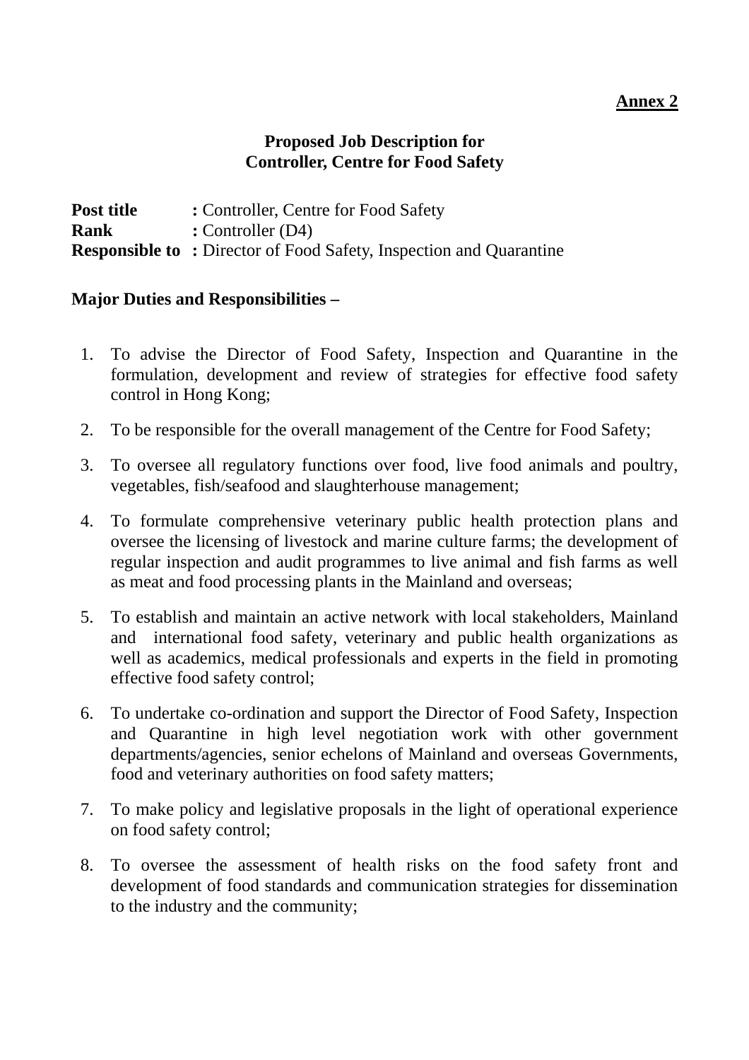**Annex 2**

**Proposed Job Description for**
**Controller, Centre for Food Safety**

**Post title** : Controller, Centre for Food Safety
**Rank** : Controller (D4)
**Responsible to** : Director of Food Safety, Inspection and Quarantine

**Major Duties and Responsibilities –**

1. To advise the Director of Food Safety, Inspection and Quarantine in the formulation, development and review of strategies for effective food safety control in Hong Kong;
2. To be responsible for the overall management of the Centre for Food Safety;
3. To oversee all regulatory functions over food, live food animals and poultry, vegetables, fish/seafood and slaughterhouse management;
4. To formulate comprehensive veterinary public health protection plans and oversee the licensing of livestock and marine culture farms; the development of regular inspection and audit programmes to live animal and fish farms as well as meat and food processing plants in the Mainland and overseas;
5. To establish and maintain an active network with local stakeholders, Mainland and international food safety, veterinary and public health organizations as well as academics, medical professionals and experts in the field in promoting effective food safety control;
6. To undertake co-ordination and support the Director of Food Safety, Inspection and Quarantine in high level negotiation work with other government departments/agencies, senior echelons of Mainland and overseas Governments, food and veterinary authorities on food safety matters;
7. To make policy and legislative proposals in the light of operational experience on food safety control;
8. To oversee the assessment of health risks on the food safety front and development of food standards and communication strategies for dissemination to the industry and the community;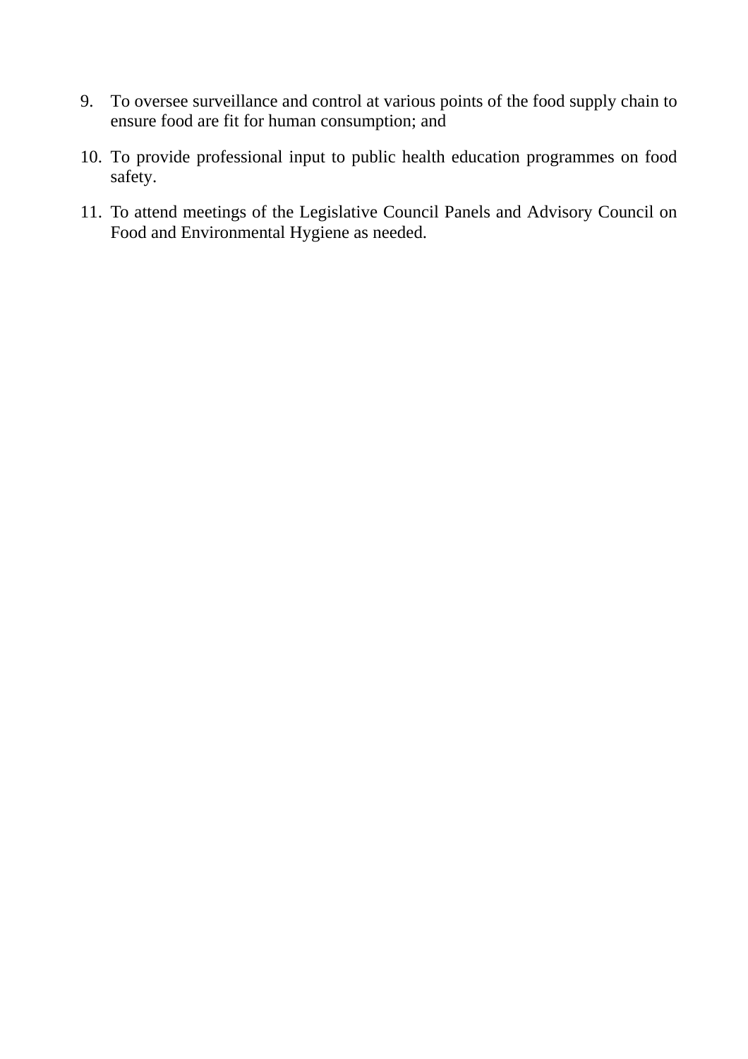9. To oversee surveillance and control at various points of the food supply chain to ensure food are fit for human consumption; and

10. To provide professional input to public health education programmes on food safety.

11. To attend meetings of the Legislative Council Panels and Advisory Council on Food and Environmental Hygiene as needed.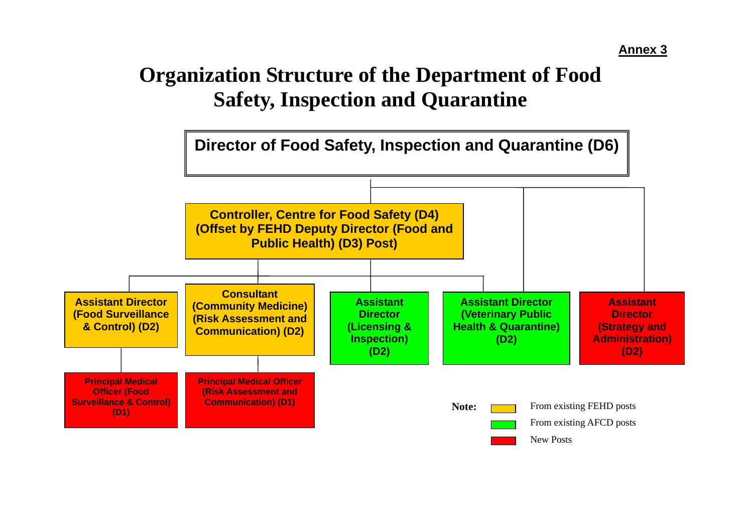**Annex 3**

# Organization Structure of the Department of Food Safety, Inspection and Quarantine

- **Director of Food Safety, Inspection and Quarantine (D6)**
  - **Controller, Centre for Food Safety (D4) (Offset by FEHD Deputy Director (Food and Public Health) (D3) Post)**
    - **Assistant Director (Food Surveillance & Control) (D2)**
      - **Principal Medical Officer (Food Surveillance & Control) (D1)**
    - **Consultant (Community Medicine) (Risk Assessment and Communication) (D2)**
      - **Principal Medical Officer (Risk Assessment and Communication) (D1)**
    - **Assistant Director (Licensing & Inspection) (D2)**
    - **Assistant Director (Veterinary Public Health & Quarantine) (D2)**
  - **Assistant Director (Veterinary Public Health & Quarantine) (D2)**
  - **Assistant Director (Strategy and Administration) (D2)**

**Note:**

| Colour | Meaning | Posts |
| --- | --- | --- |
| Yellow | From existing FEHD posts | Controller, Centre for Food Safety (D4); Assistant Director (Food Surveillance & Control) (D2); Consultant (Community Medicine) (Risk Assessment and Communication) (D2) |
| Green | From existing AFCD posts | Assistant Director (Licensing & Inspection) (D2); Assistant Director (Veterinary Public Health & Quarantine) (D2) |
| Red | New Posts | Assistant Director (Strategy and Administration) (D2); Principal Medical Officer (Food Surveillance & Control) (D1); Principal Medical Officer (Risk Assessment and Communication) (D1) |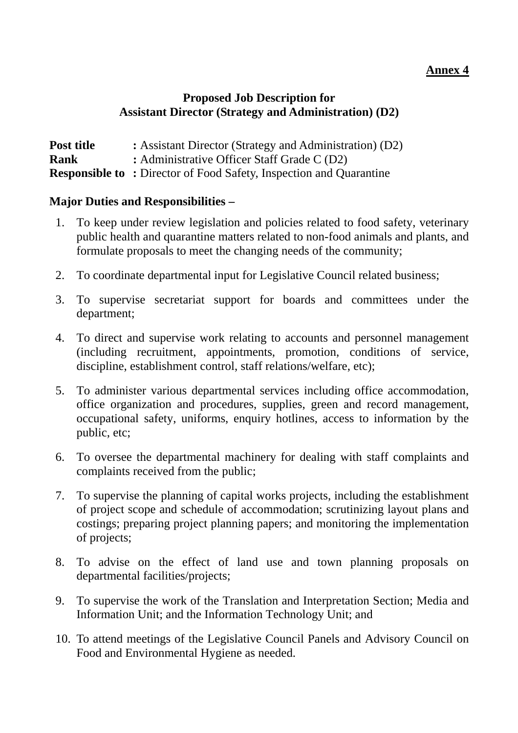**Annex 4**

## Proposed Job Description for Assistant Director (Strategy and Administration) (D2)

**Post title** : Assistant Director (Strategy and Administration) (D2)
**Rank** : Administrative Officer Staff Grade C (D2)
**Responsible to** : Director of Food Safety, Inspection and Quarantine

**Major Duties and Responsibilities –**

1. To keep under review legislation and policies related to food safety, veterinary public health and quarantine matters related to non-food animals and plants, and formulate proposals to meet the changing needs of the community;
2. To coordinate departmental input for Legislative Council related business;
3. To supervise secretariat support for boards and committees under the department;
4. To direct and supervise work relating to accounts and personnel management (including recruitment, appointments, promotion, conditions of service, discipline, establishment control, staff relations/welfare, etc);
5. To administer various departmental services including office accommodation, office organization and procedures, supplies, green and record management, occupational safety, uniforms, enquiry hotlines, access to information by the public, etc;
6. To oversee the departmental machinery for dealing with staff complaints and complaints received from the public;
7. To supervise the planning of capital works projects, including the establishment of project scope and schedule of accommodation; scrutinizing layout plans and costings; preparing project planning papers; and monitoring the implementation of projects;
8. To advise on the effect of land use and town planning proposals on departmental facilities/projects;
9. To supervise the work of the Translation and Interpretation Section; Media and Information Unit; and the Information Technology Unit; and
10. To attend meetings of the Legislative Council Panels and Advisory Council on Food and Environmental Hygiene as needed.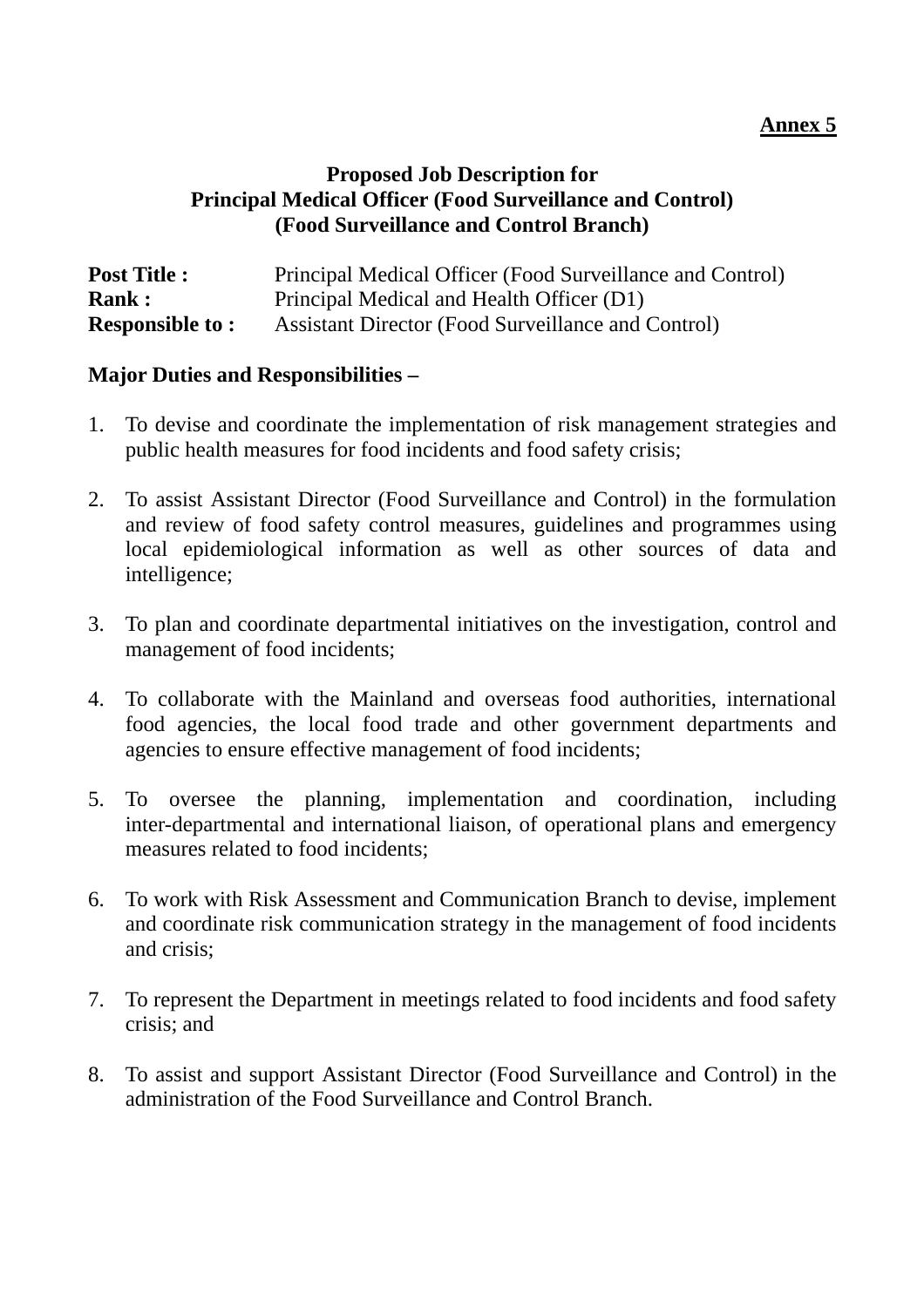**Annex 5**

## Proposed Job Description for Principal Medical Officer (Food Surveillance and Control) (Food Surveillance and Control Branch)

**Post Title :** Principal Medical Officer (Food Surveillance and Control)
**Rank :** Principal Medical and Health Officer (D1)
**Responsible to :** Assistant Director (Food Surveillance and Control)

**Major Duties and Responsibilities –**

1. To devise and coordinate the implementation of risk management strategies and public health measures for food incidents and food safety crisis;

2. To assist Assistant Director (Food Surveillance and Control) in the formulation and review of food safety control measures, guidelines and programmes using local epidemiological information as well as other sources of data and intelligence;

3. To plan and coordinate departmental initiatives on the investigation, control and management of food incidents;

4. To collaborate with the Mainland and overseas food authorities, international food agencies, the local food trade and other government departments and agencies to ensure effective management of food incidents;

5. To oversee the planning, implementation and coordination, including inter-departmental and international liaison, of operational plans and emergency measures related to food incidents;

6. To work with Risk Assessment and Communication Branch to devise, implement and coordinate risk communication strategy in the management of food incidents and crisis;

7. To represent the Department in meetings related to food incidents and food safety crisis; and

8. To assist and support Assistant Director (Food Surveillance and Control) in the administration of the Food Surveillance and Control Branch.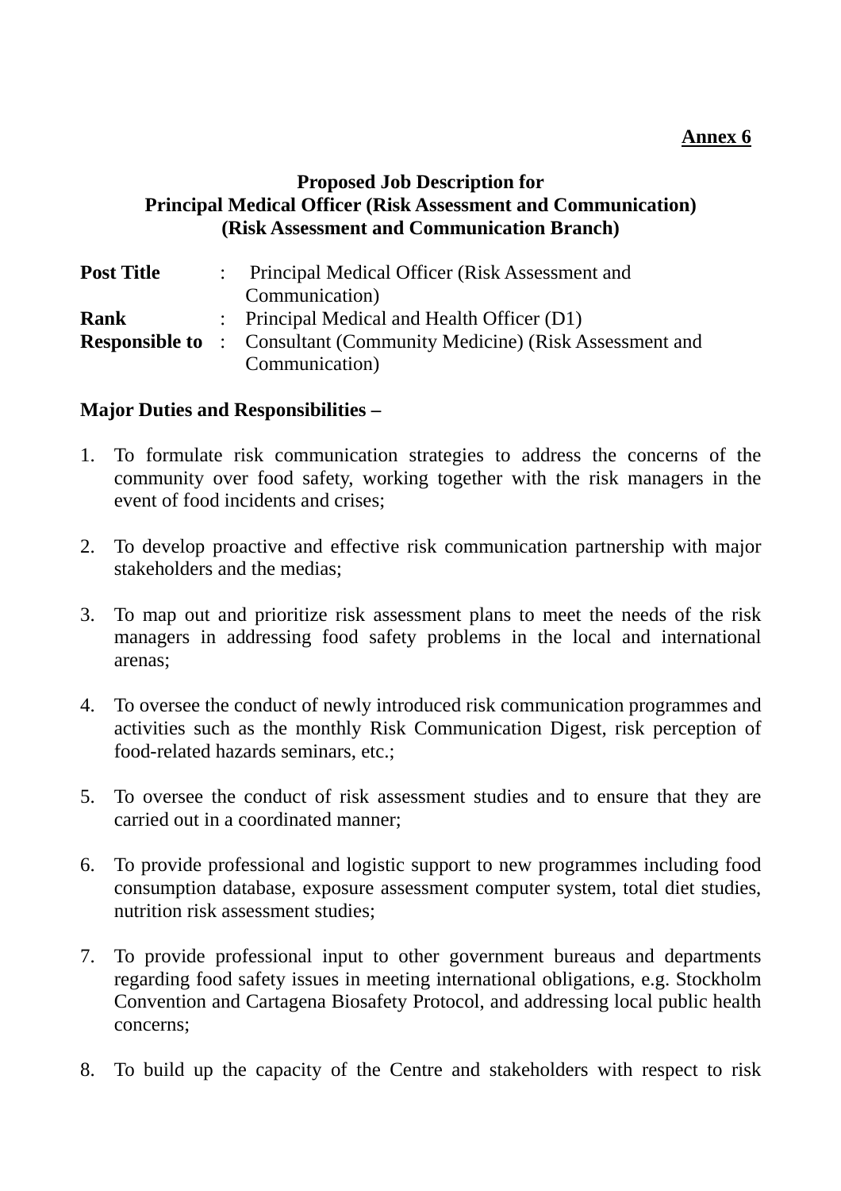**<u>Annex 6</u>**

**Proposed Job Description for**
**Principal Medical Officer (Risk Assessment and Communication)**
**(Risk Assessment and Communication Branch)**

| | | |
|---|---|---|
| **Post Title** | : | Principal Medical Officer (Risk Assessment and Communication) |
| **Rank** | : | Principal Medical and Health Officer (D1) |
| **Responsible to** | : | Consultant (Community Medicine) (Risk Assessment and Communication) |

**Major Duties and Responsibilities –**

1. To formulate risk communication strategies to address the concerns of the community over food safety, working together with the risk managers in the event of food incidents and crises;

2. To develop proactive and effective risk communication partnership with major stakeholders and the medias;

3. To map out and prioritize risk assessment plans to meet the needs of the risk managers in addressing food safety problems in the local and international arenas;

4. To oversee the conduct of newly introduced risk communication programmes and activities such as the monthly Risk Communication Digest, risk perception of food-related hazards seminars, etc.;

5. To oversee the conduct of risk assessment studies and to ensure that they are carried out in a coordinated manner;

6. To provide professional and logistic support to new programmes including food consumption database, exposure assessment computer system, total diet studies, nutrition risk assessment studies;

7. To provide professional input to other government bureaus and departments regarding food safety issues in meeting international obligations, e.g. Stockholm Convention and Cartagena Biosafety Protocol, and addressing local public health concerns;

8. To build up the capacity of the Centre and stakeholders with respect to risk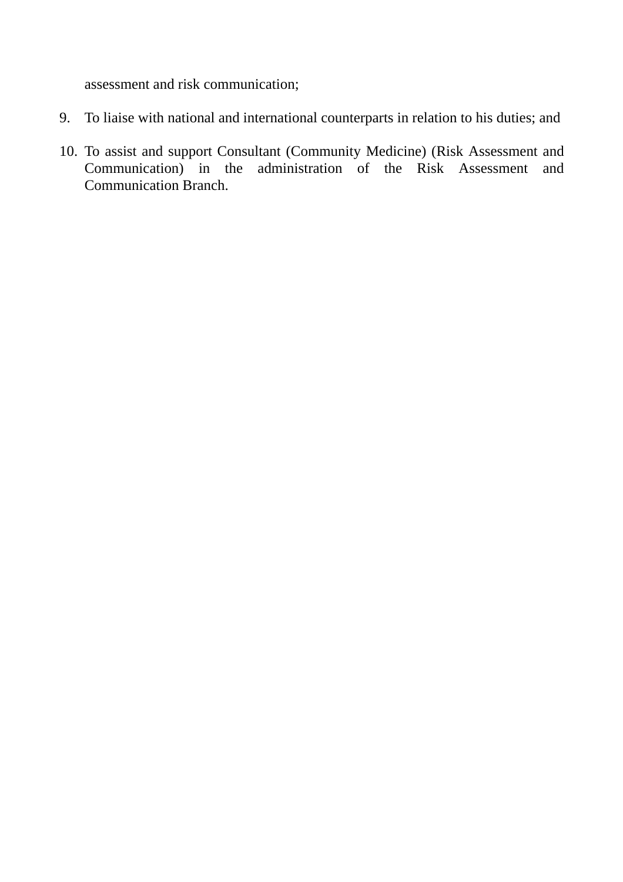assessment and risk communication;

9. To liaise with national and international counterparts in relation to his duties; and

10. To assist and support Consultant (Community Medicine) (Risk Assessment and Communication) in the administration of the Risk Assessment and Communication Branch.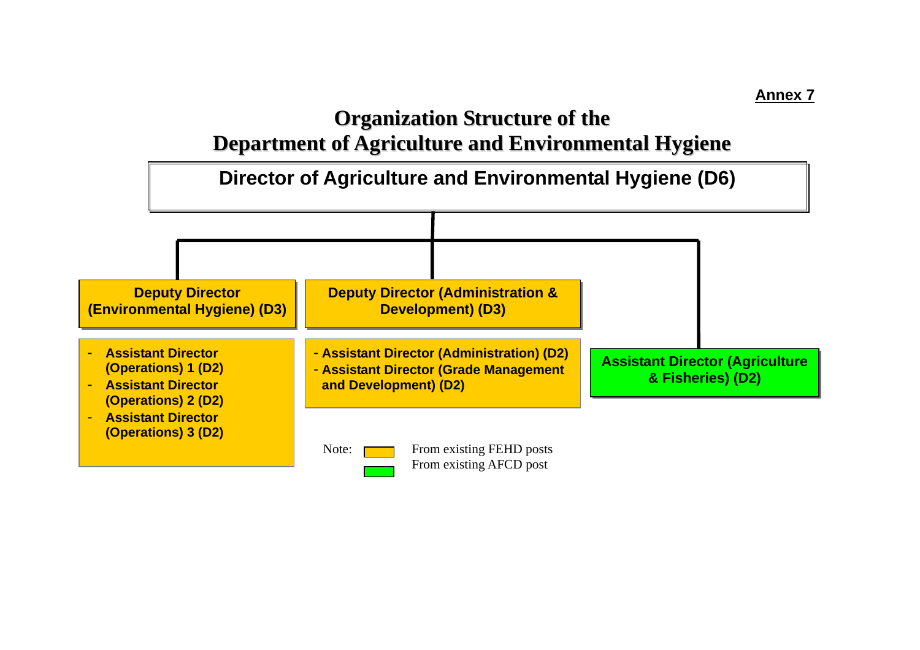**Annex 7**

# Organization Structure of the Department of Agriculture and Environmental Hygiene

**Director of Agriculture and Environmental Hygiene (D6)**

**Deputy Director (Environmental Hygiene) (D3)**

- **Assistant Director (Operations) 1 (D2)**
- **Assistant Director (Operations) 2 (D2)**
- **Assistant Director (Operations) 3 (D2)**

**Deputy Director (Administration & Development) (D3)**

- **Assistant Director (Administration) (D2)**
- **Assistant Director (Grade Management and Development) (D2)**

**Assistant Director (Agriculture & Fisheries) (D2)**

Note:
- [Yellow] From existing FEHD posts
- [Green] From existing AFCD post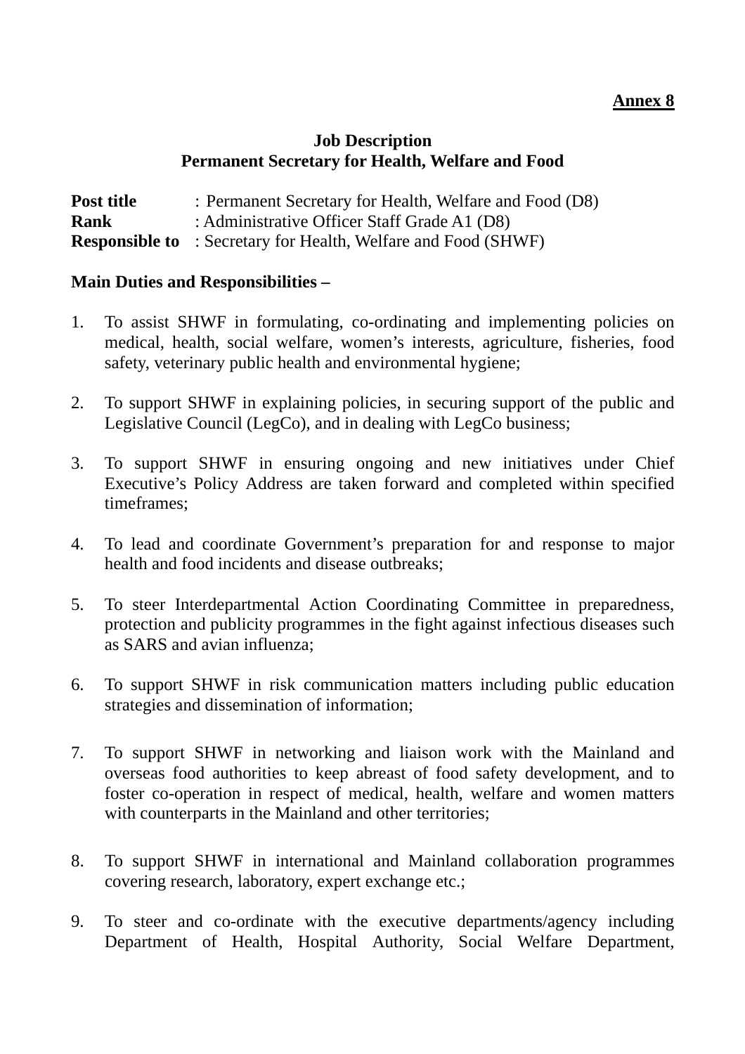**Annex 8**

**Job Description**
**Permanent Secretary for Health, Welfare and Food**

**Post title** : Permanent Secretary for Health, Welfare and Food (D8)
**Rank** : Administrative Officer Staff Grade A1 (D8)
**Responsible to** : Secretary for Health, Welfare and Food (SHWF)

**Main Duties and Responsibilities –**

1. To assist SHWF in formulating, co-ordinating and implementing policies on medical, health, social welfare, women's interests, agriculture, fisheries, food safety, veterinary public health and environmental hygiene;

2. To support SHWF in explaining policies, in securing support of the public and Legislative Council (LegCo), and in dealing with LegCo business;

3. To support SHWF in ensuring ongoing and new initiatives under Chief Executive's Policy Address are taken forward and completed within specified timeframes;

4. To lead and coordinate Government's preparation for and response to major health and food incidents and disease outbreaks;

5. To steer Interdepartmental Action Coordinating Committee in preparedness, protection and publicity programmes in the fight against infectious diseases such as SARS and avian influenza;

6. To support SHWF in risk communication matters including public education strategies and dissemination of information;

7. To support SHWF in networking and liaison work with the Mainland and overseas food authorities to keep abreast of food safety development, and to foster co-operation in respect of medical, health, welfare and women matters with counterparts in the Mainland and other territories;

8. To support SHWF in international and Mainland collaboration programmes covering research, laboratory, expert exchange etc.;

9. To steer and co-ordinate with the executive departments/agency including Department of Health, Hospital Authority, Social Welfare Department,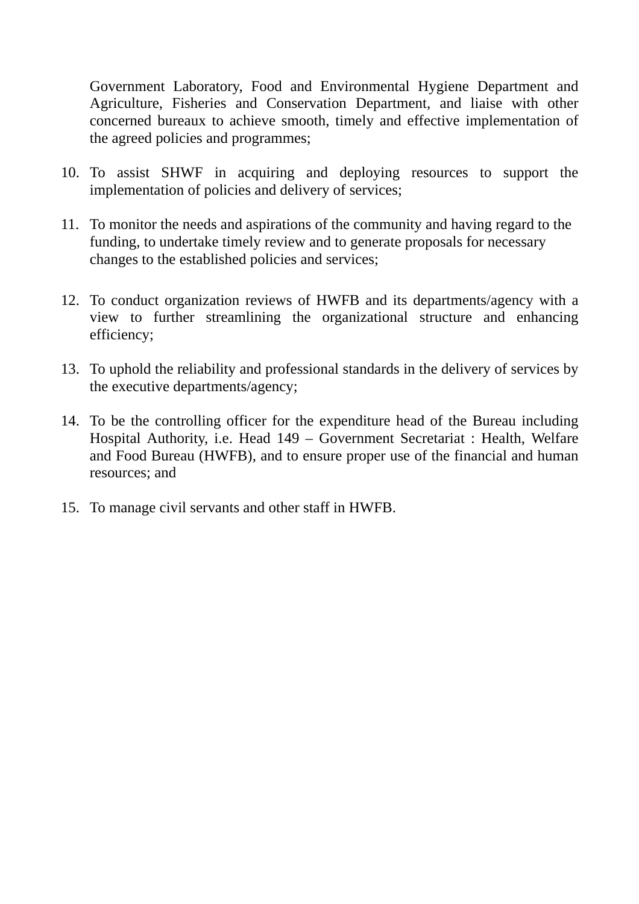Government Laboratory, Food and Environmental Hygiene Department and Agriculture, Fisheries and Conservation Department, and liaise with other concerned bureaux to achieve smooth, timely and effective implementation of the agreed policies and programmes;

10. To assist SHWF in acquiring and deploying resources to support the implementation of policies and delivery of services;

11. To monitor the needs and aspirations of the community and having regard to the funding, to undertake timely review and to generate proposals for necessary changes to the established policies and services;

12. To conduct organization reviews of HWFB and its departments/agency with a view to further streamlining the organizational structure and enhancing efficiency;

13. To uphold the reliability and professional standards in the delivery of services by the executive departments/agency;

14. To be the controlling officer for the expenditure head of the Bureau including Hospital Authority, i.e. Head 149 – Government Secretariat : Health, Welfare and Food Bureau (HWFB), and to ensure proper use of the financial and human resources; and

15. To manage civil servants and other staff in HWFB.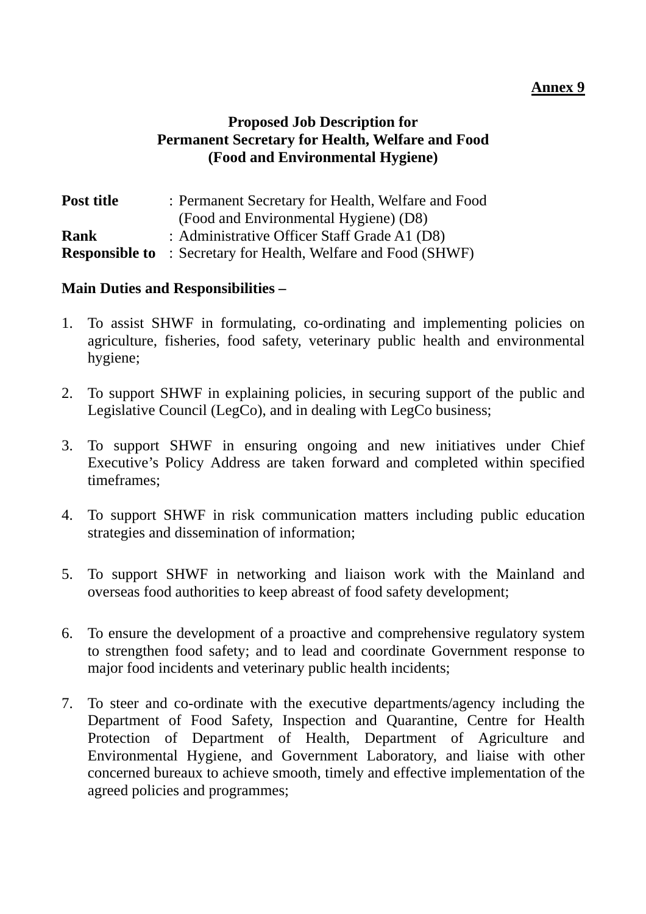**Annex 9**

**Proposed Job Description for**
**Permanent Secretary for Health, Welfare and Food**
**(Food and Environmental Hygiene)**

| | |
|---|---|
| **Post title** | : Permanent Secretary for Health, Welfare and Food (Food and Environmental Hygiene) (D8) |
| **Rank** | : Administrative Officer Staff Grade A1 (D8) |
| **Responsible to** | : Secretary for Health, Welfare and Food (SHWF) |

**Main Duties and Responsibilities –**

1. To assist SHWF in formulating, co-ordinating and implementing policies on agriculture, fisheries, food safety, veterinary public health and environmental hygiene;

2. To support SHWF in explaining policies, in securing support of the public and Legislative Council (LegCo), and in dealing with LegCo business;

3. To support SHWF in ensuring ongoing and new initiatives under Chief Executive's Policy Address are taken forward and completed within specified timeframes;

4. To support SHWF in risk communication matters including public education strategies and dissemination of information;

5. To support SHWF in networking and liaison work with the Mainland and overseas food authorities to keep abreast of food safety development;

6. To ensure the development of a proactive and comprehensive regulatory system to strengthen food safety; and to lead and coordinate Government response to major food incidents and veterinary public health incidents;

7. To steer and co-ordinate with the executive departments/agency including the Department of Food Safety, Inspection and Quarantine, Centre for Health Protection of Department of Health, Department of Agriculture and Environmental Hygiene, and Government Laboratory, and liaise with other concerned bureaux to achieve smooth, timely and effective implementation of the agreed policies and programmes;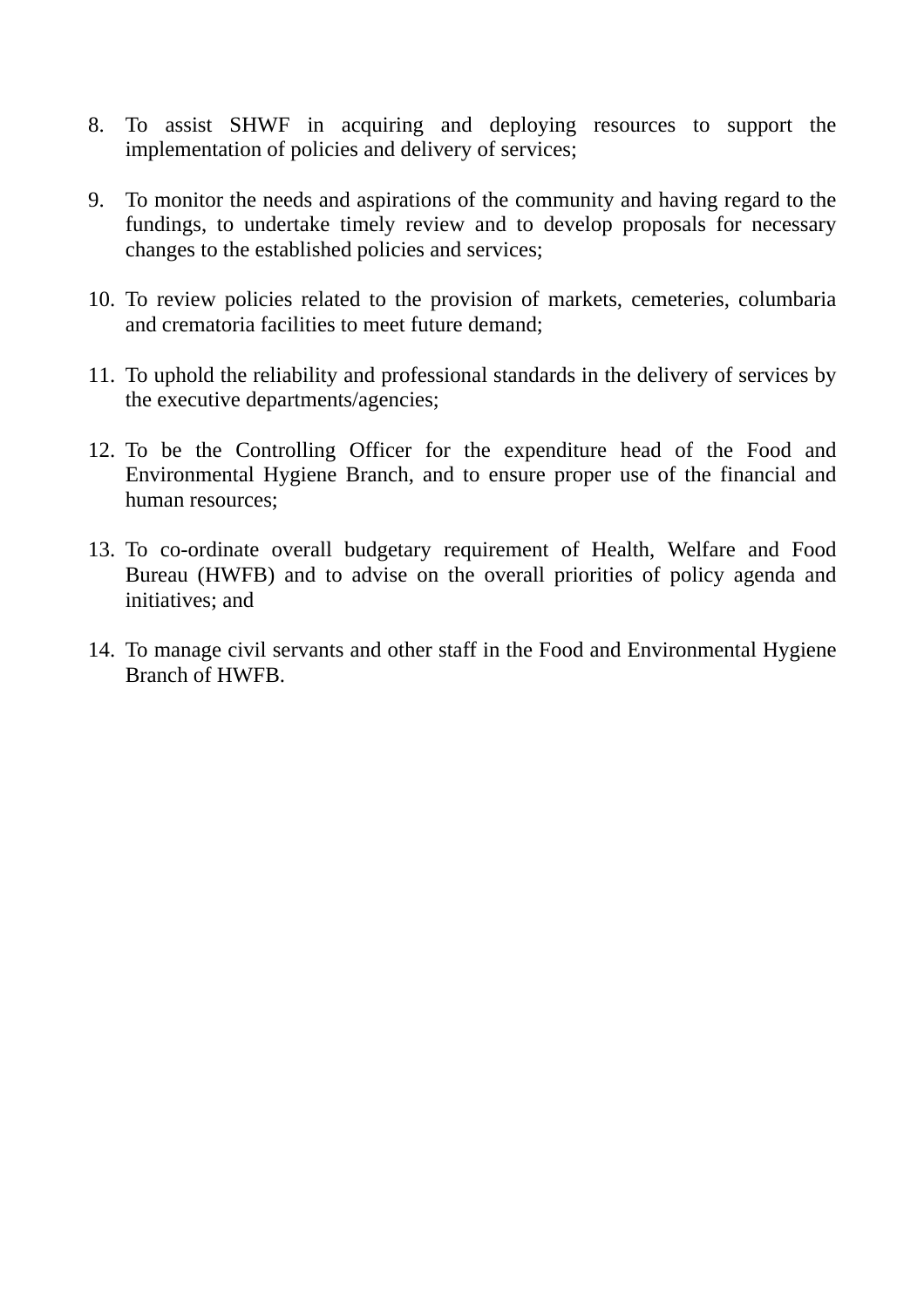8. To assist SHWF in acquiring and deploying resources to support the implementation of policies and delivery of services;

9. To monitor the needs and aspirations of the community and having regard to the fundings, to undertake timely review and to develop proposals for necessary changes to the established policies and services;

10. To review policies related to the provision of markets, cemeteries, columbaria and crematoria facilities to meet future demand;

11. To uphold the reliability and professional standards in the delivery of services by the executive departments/agencies;

12. To be the Controlling Officer for the expenditure head of the Food and Environmental Hygiene Branch, and to ensure proper use of the financial and human resources;

13. To co-ordinate overall budgetary requirement of Health, Welfare and Food Bureau (HWFB) and to advise on the overall priorities of policy agenda and initiatives; and

14. To manage civil servants and other staff in the Food and Environmental Hygiene Branch of HWFB.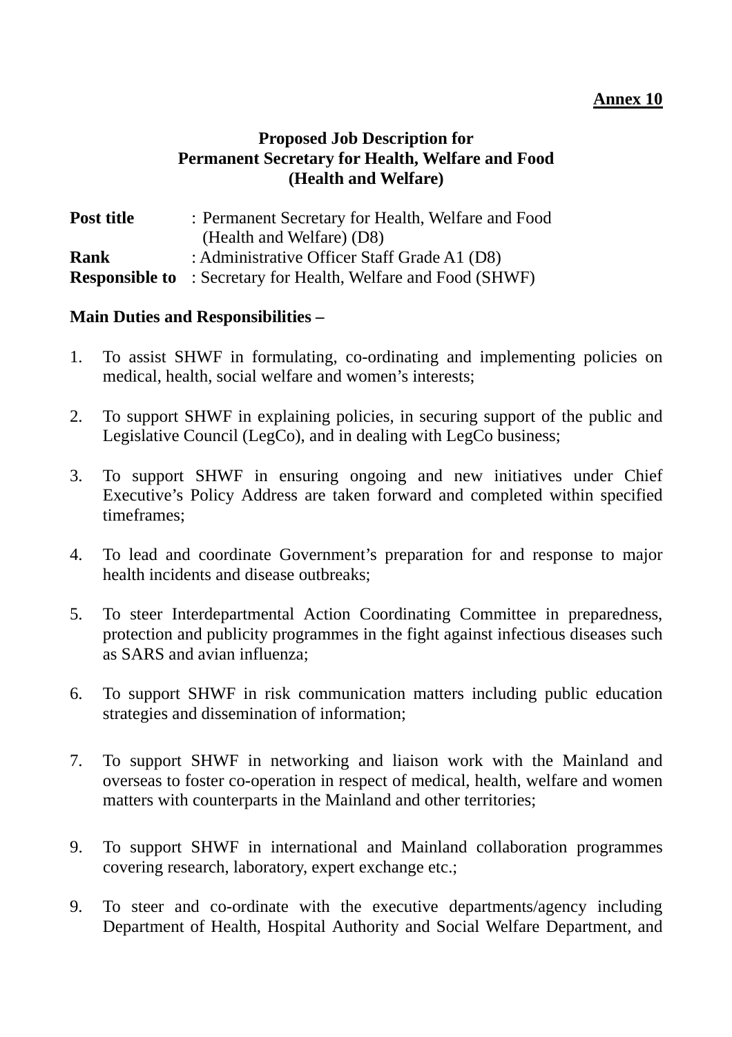**Annex 10**

**Proposed Job Description for**
**Permanent Secretary for Health, Welfare and Food**
**(Health and Welfare)**

**Post title** : Permanent Secretary for Health, Welfare and Food (Health and Welfare) (D8)
**Rank** : Administrative Officer Staff Grade A1 (D8)
**Responsible to** : Secretary for Health, Welfare and Food (SHWF)

**Main Duties and Responsibilities –**

1. To assist SHWF in formulating, co-ordinating and implementing policies on medical, health, social welfare and women's interests;

2. To support SHWF in explaining policies, in securing support of the public and Legislative Council (LegCo), and in dealing with LegCo business;

3. To support SHWF in ensuring ongoing and new initiatives under Chief Executive's Policy Address are taken forward and completed within specified timeframes;

4. To lead and coordinate Government's preparation for and response to major health incidents and disease outbreaks;

5. To steer Interdepartmental Action Coordinating Committee in preparedness, protection and publicity programmes in the fight against infectious diseases such as SARS and avian influenza;

6. To support SHWF in risk communication matters including public education strategies and dissemination of information;

7. To support SHWF in networking and liaison work with the Mainland and overseas to foster co-operation in respect of medical, health, welfare and women matters with counterparts in the Mainland and other territories;

9. To support SHWF in international and Mainland collaboration programmes covering research, laboratory, expert exchange etc.;

9. To steer and co-ordinate with the executive departments/agency including Department of Health, Hospital Authority and Social Welfare Department, and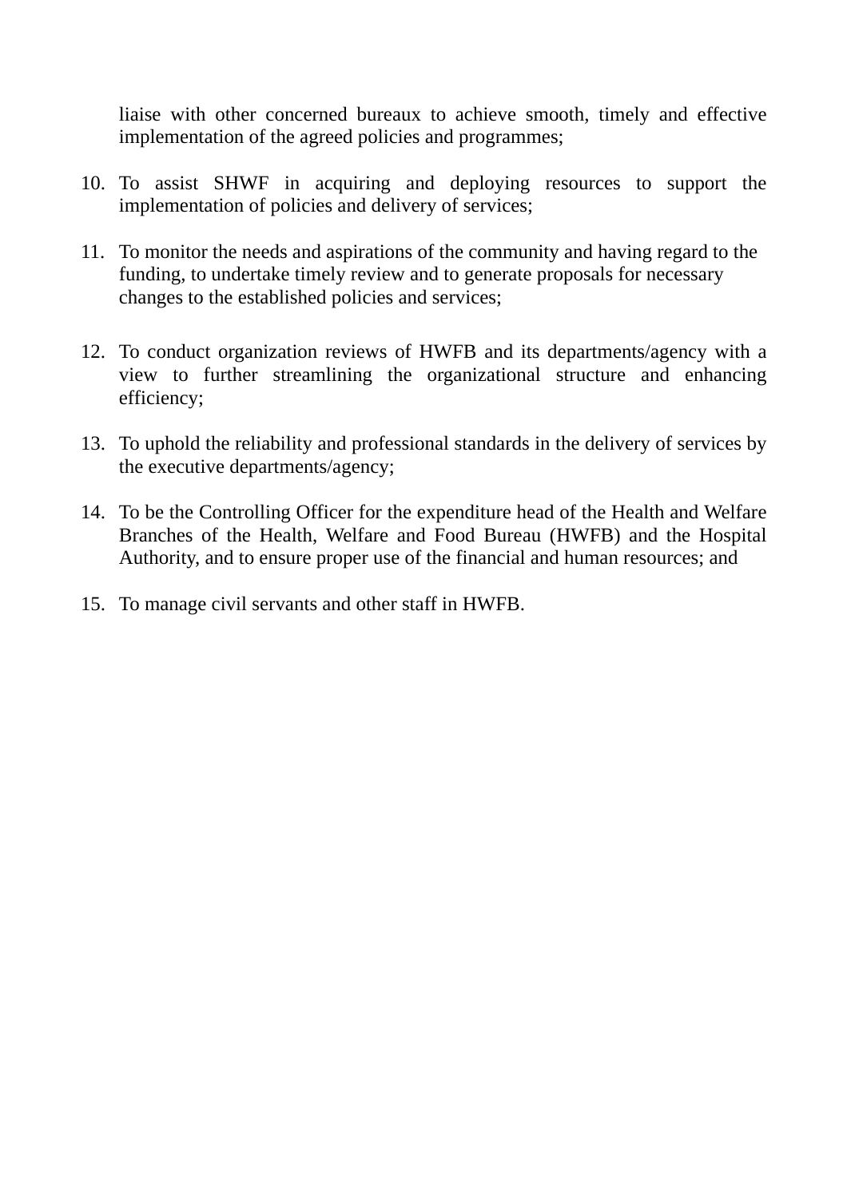liaise with other concerned bureaux to achieve smooth, timely and effective implementation of the agreed policies and programmes;

10. To assist SHWF in acquiring and deploying resources to support the implementation of policies and delivery of services;

11. To monitor the needs and aspirations of the community and having regard to the funding, to undertake timely review and to generate proposals for necessary changes to the established policies and services;

12. To conduct organization reviews of HWFB and its departments/agency with a view to further streamlining the organizational structure and enhancing efficiency;

13. To uphold the reliability and professional standards in the delivery of services by the executive departments/agency;

14. To be the Controlling Officer for the expenditure head of the Health and Welfare Branches of the Health, Welfare and Food Bureau (HWFB) and the Hospital Authority, and to ensure proper use of the financial and human resources; and

15. To manage civil servants and other staff in HWFB.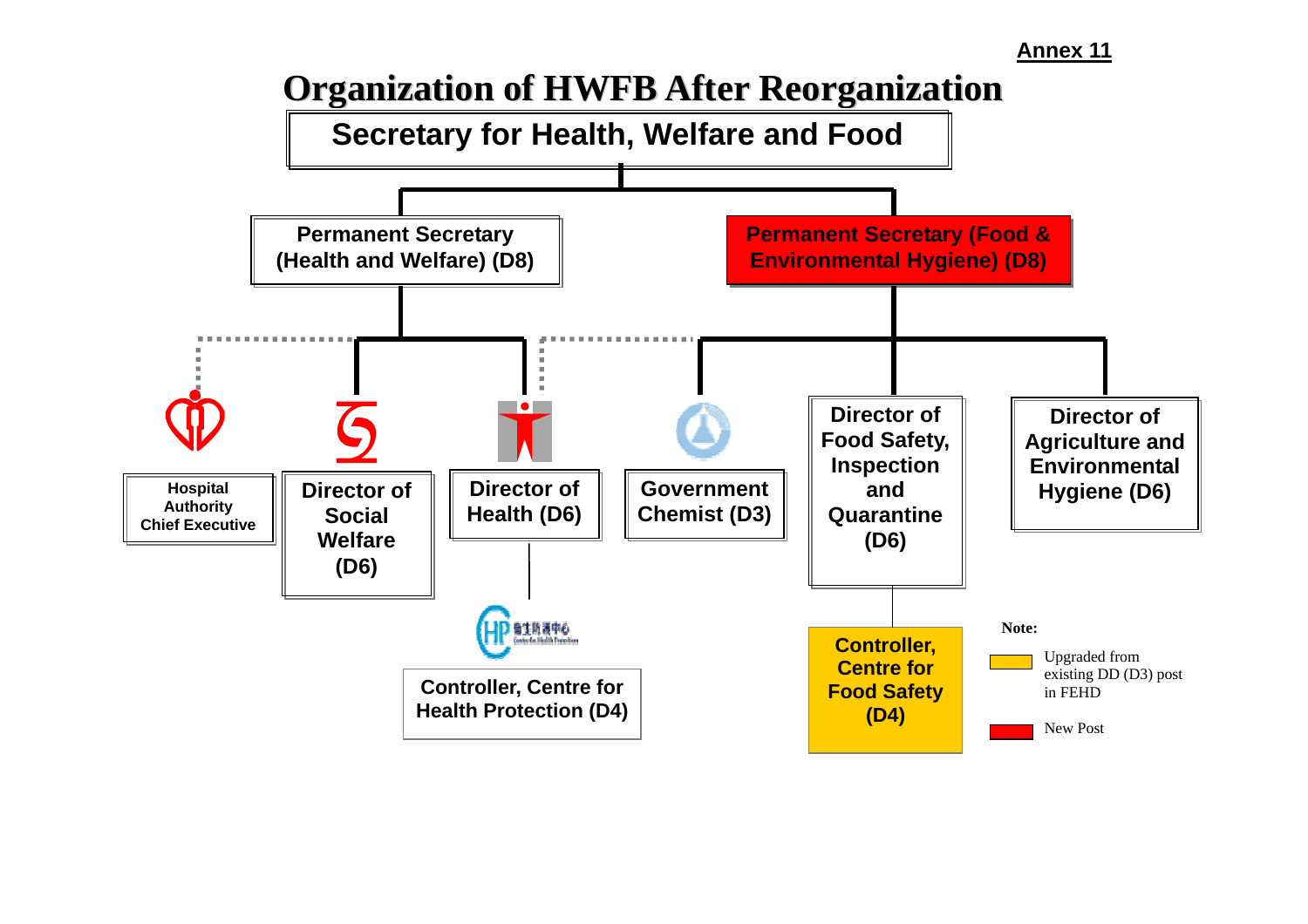**Annex 11**

# Organization of HWFB After Reorganization

**Secretary for Health, Welfare and Food**

- **Permanent Secretary (Health and Welfare) (D8)**
  - Hospital Authority Chief Executive
  - Director of Social Welfare (D6)
  - Director of Health (D6)
    - Controller, Centre for Health Protection (D4)
- **Permanent Secretary (Food & Environmental Hygiene) (D8)**
  - Government Chemist (D3)
  - Director of Food Safety, Inspection and Quarantine (D6)
    - Controller, Centre for Food Safety (D4)
  - Director of Agriculture and Environmental Hygiene (D6)

**Note:**

- Yellow: Upgraded from existing DD (D3) post in FEHD
- Red: New Post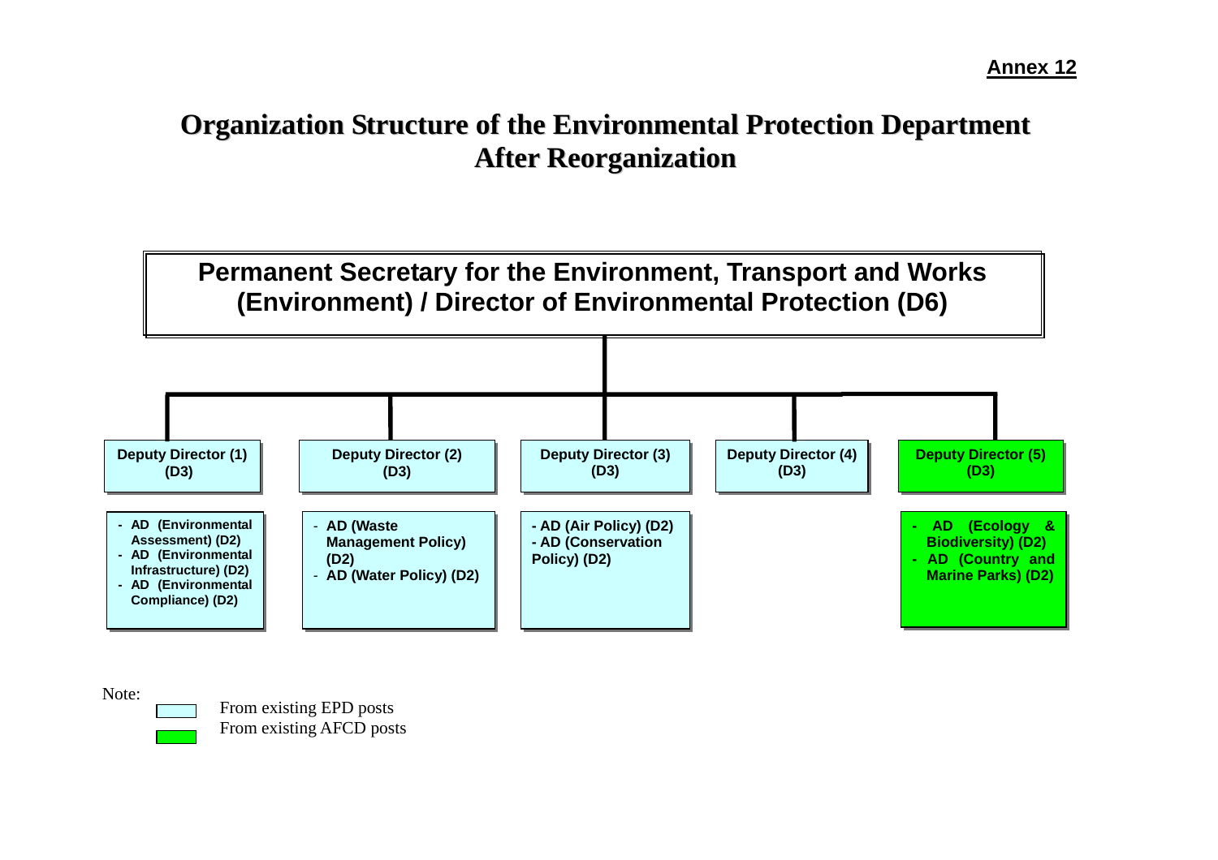**Annex 12**

# Organization Structure of the Environmental Protection Department After Reorganization

**Permanent Secretary for the Environment, Transport and Works (Environment) / Director of Environmental Protection (D6)**

**Deputy Director (1) (D3)**
- AD (Environmental Assessment) (D2)
- AD (Environmental Infrastructure) (D2)
- AD (Environmental Compliance) (D2)

**Deputy Director (2) (D3)**
- AD (Waste Management Policy) (D2)
- AD (Water Policy) (D2)

**Deputy Director (3) (D3)**
- AD (Air Policy) (D2)
- AD (Conservation Policy) (D2)

**Deputy Director (4) (D3)**

**Deputy Director (5) (D3)**
- AD (Ecology & Biodiversity) (D2)
- AD (Country and Marine Parks) (D2)

Note:

From existing EPD posts

From existing AFCD posts